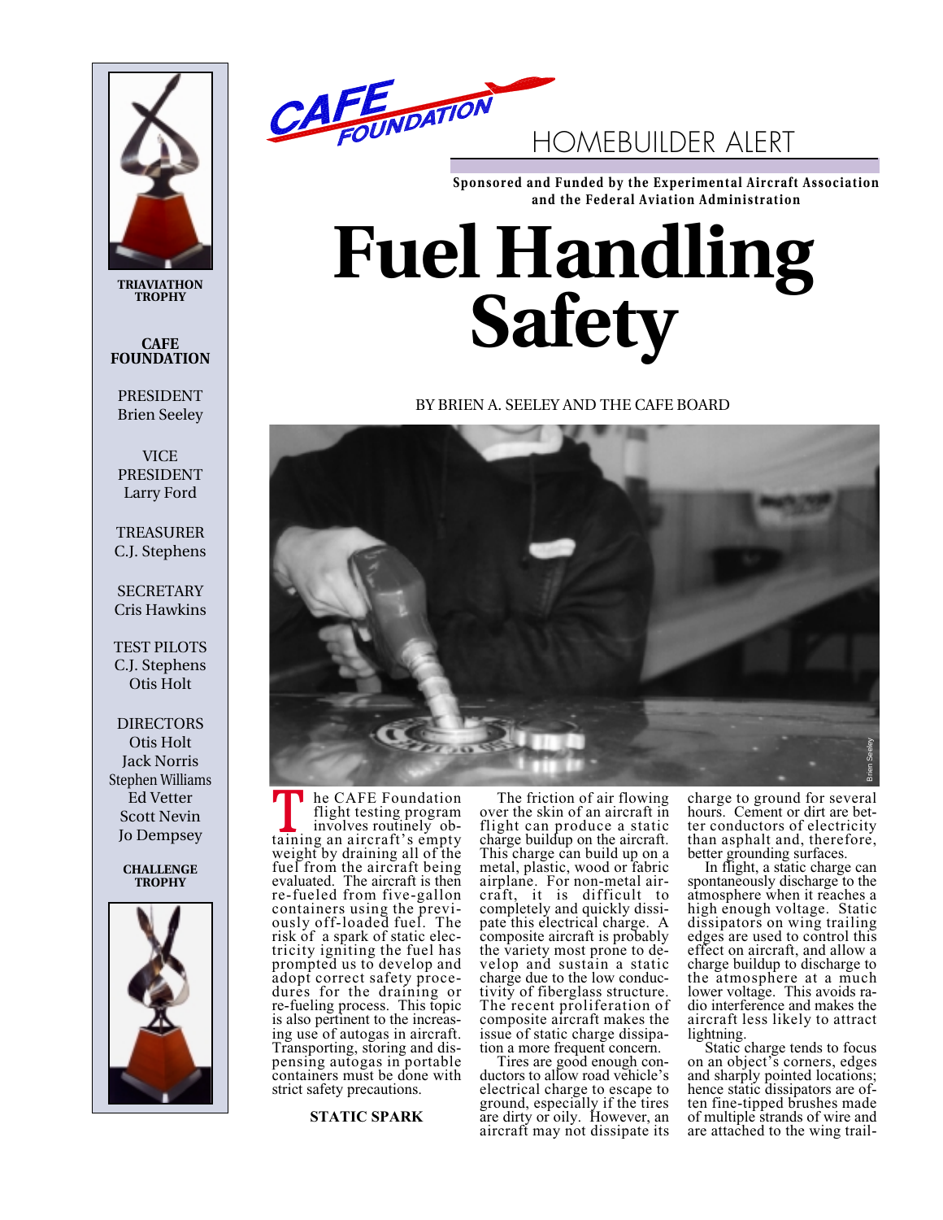CAFE FOUNDATION

HOMEBUILDER ALERT

**Sponsored and Funded by the Experimental Aircraft Association and the Federal Aviation Administration**

# Fuel Handling Safety

BY BRIEN A. SEELEY AND THE CAFE BOARD

Brien Seeley

The CAFE Foundation flight testing program involves routinely obtaining an aircraft's empty weight by draining all of the fuel from the aircraft being evaluated. The aircraft is then re-fueled from five-gallon containers using the previously off-loaded fuel. The risk of a spark of static electricity igniting the fuel has prompted us to develop and adopt correct safety procedures for the draining or re-fueling process. This topic is also pertinent to the increasing use of autogas in aircraft. Transporting, storing and dispensing autogas in portable containers must be done with strict safety precautions.

### STATIC SPARK

The friction of air flowing over the skin of an aircraft in flight can produce a static charge buildup on the aircraft. This charge can build up on a metal, plastic, wood or fabric airplane. For non-metal aircraft, it is difficult to completely and quickly dissipate this electrical charge. A composite aircraft is probably the variety most prone to develop and sustain a static charge due to the low conductivity of fiberglass structure. The recent proliferation of composite aircraft makes the issue of static charge dissipation a more frequent concern.

Tires are good enough conductors to allow road vehicle's electrical charge to escape to ground, especially if the tires are dirty or oily. However, an aircraft may not dissipate its charge to ground for several hours. Cement or dirt are better conductors of electricity than asphalt and, therefore, better grounding surfaces.

In flight, a static charge can spontaneously discharge to the atmosphere when it reaches a high enough voltage. Static dissipators on wing trailing edges are used to control this effect on aircraft, and allow a charge buildup to discharge to the atmosphere at a much lower voltage. This avoids radio interference and makes the aircraft less likely to attract lightning.

Static charge tends to focus on an object's corners, edges and sharply pointed locations; hence static dissipators are often fine-tipped brushes made of multiple strands of wire and are attached to the wing trail-

---

TRIAVIATHON TROPHY

**CAFE FOUNDATION**

PRESIDENT
Brien Seeley

VICE PRESIDENT
Larry Ford

TREASURER
C.J. Stephens

SECRETARY
Cris Hawkins

TEST PILOTS
C.J. Stephens
Otis Holt

DIRECTORS
Otis Holt
Jack Norris
Stephen Williams
Ed Vetter
Scott Nevin
Jo Dempsey

CHALLENGE TROPHY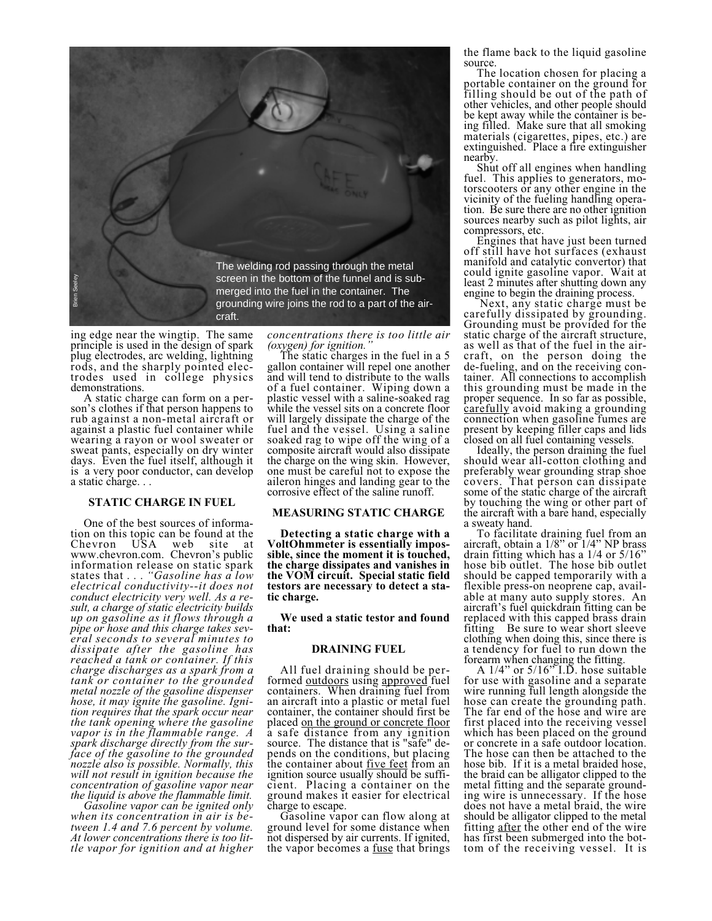The welding rod passing through the metal screen in the bottom of the funnel and is submerged into the fuel in the container. The grounding wire joins the rod to a part of the aircraft.

ing edge near the wingtip. The same principle is used in the design of spark plug electrodes, arc welding, lightning rods, and the sharply pointed electrodes used in college physics demonstrations.

A static charge can form on a person's clothes if that person happens to rub against a non-metal aircraft or against a plastic fuel container while wearing a rayon or wool sweater or sweat pants, especially on dry winter days. Even the fuel itself, although it is a very poor conductor, can develop a static charge. . .

### STATIC CHARGE IN FUEL

One of the best sources of information on this topic can be found at the Chevron USA web site at www.chevron.com. Chevron's public information release on static spark states that . . . *"Gasoline has a low electrical conductivity--it does not conduct electricity very well. As a result, a charge of static electricity builds up on gasoline as it flows through a pipe or hose and this charge takes several seconds to several minutes to dissipate after the gasoline has reached a tank or container. If this charge discharges as a spark from a tank or container to the grounded metal nozzle of the gasoline dispenser hose, it may ignite the gasoline. Ignition requires that the spark occur near the tank opening where the gasoline vapor is in the flammable range. A spark discharge directly from the surface of the gasoline to the grounded nozzle also is possible. Normally, this will not result in ignition because the concentration of gasoline vapor near the liquid is above the flammable limit.*

*Gasoline vapor can be ignited only when its concentration in air is between 1.4 and 7.6 percent by volume. At lower concentrations there is too little vapor for ignition and at higher concentrations there is too little air (oxygen) for ignition."*

The static charges in the fuel in a 5 gallon container will repel one another and will tend to distribute to the walls of a fuel container. Wiping down a plastic vessel with a saline-soaked rag while the vessel sits on a concrete floor will largely dissipate the charge of the fuel and the vessel. Using a saline soaked rag to wipe off the wing of a composite aircraft would also dissipate the charge on the wing skin. However, one must be careful not to expose the aileron hinges and landing gear to the corrosive effect of the saline runoff.

### MEASURING STATIC CHARGE

**Detecting a static charge with a VoltOhmmeter is essentially impossible, since the moment it is touched, the charge dissipates and vanishes in the VOM circuit. Special static field testors are necessary to detect a static charge.**

**We used a static testor and found that:**

### DRAINING FUEL

All fuel draining should be performed outdoors using approved fuel containers. When draining fuel from an aircraft into a plastic or metal fuel container, the container should first be placed on the ground or concrete floor a safe distance from any ignition source. The distance that is "safe" depends on the conditions, but placing the container about five feet from an ignition source usually should be sufficient. Placing a container on the ground makes it easier for electrical charge to escape.

Gasoline vapor can flow along at ground level for some distance when not dispersed by air currents. If ignited, the vapor becomes a fuse that brings the flame back to the liquid gasoline source.

The location chosen for placing a portable container on the ground for filling should be out of the path of other vehicles, and other people should be kept away while the container is being filled. Make sure that all smoking materials (cigarettes, pipes, etc.) are extinguished. Place a fire extinguisher nearby.

Shut off all engines when handling fuel. This applies to generators, motorscooters or any other engine in the vicinity of the fueling handling operation. Be sure there are no other ignition sources nearby such as pilot lights, air compressors, etc.

Engines that have just been turned off still have hot surfaces (exhaust manifold and catalytic convertor) that could ignite gasoline vapor. Wait at least 2 minutes after shutting down any engine to begin the draining process.

Next, any static charge must be carefully dissipated by grounding. Grounding must be provided for the static charge of the aircraft structure, as well as that of the fuel in the aircraft, on the person doing the de-fueling, and on the receiving container. All connections to accomplish this grounding must be made in the proper sequence. In so far as possible, carefully avoid making a grounding connection when gasoline fumes are present by keeping filler caps and lids closed on all fuel containing vessels.

Ideally, the person draining the fuel should wear all-cotton clothing and preferably wear grounding strap shoe covers. That person can dissipate some of the static charge of the aircraft by touching the wing or other part of the aircraft with a bare hand, especially a sweaty hand.

To facilitate draining fuel from an aircraft, obtain a 1/8" or 1/4" NP brass drain fitting which has a 1/4 or 5/16" hose bib outlet. The hose bib outlet should be capped temporarily with a flexible press-on neoprene cap, available at many auto supply stores. An aircraft's fuel quickdrain fitting can be replaced with this capped brass drain fitting Be sure to wear short sleeve clothing when doing this, since there is a tendency for fuel to run down the forearm when changing the fitting.

A 1/4" or 5/16" I.D. hose suitable for use with gasoline and a separate wire running full length alongside the hose can create the grounding path. The far end of the hose and wire are first placed into the receiving vessel which has been placed on the ground or concrete in a safe outdoor location. The hose can then be attached to the hose bib. If it is a metal braided hose, the braid can be alligator clipped to the metal fitting and the separate grounding wire is unnecessary. If the hose does not have a metal braid, the wire should be alligator clipped to the metal fitting after the other end of the wire has first been submerged into the bottom of the receiving vessel. It is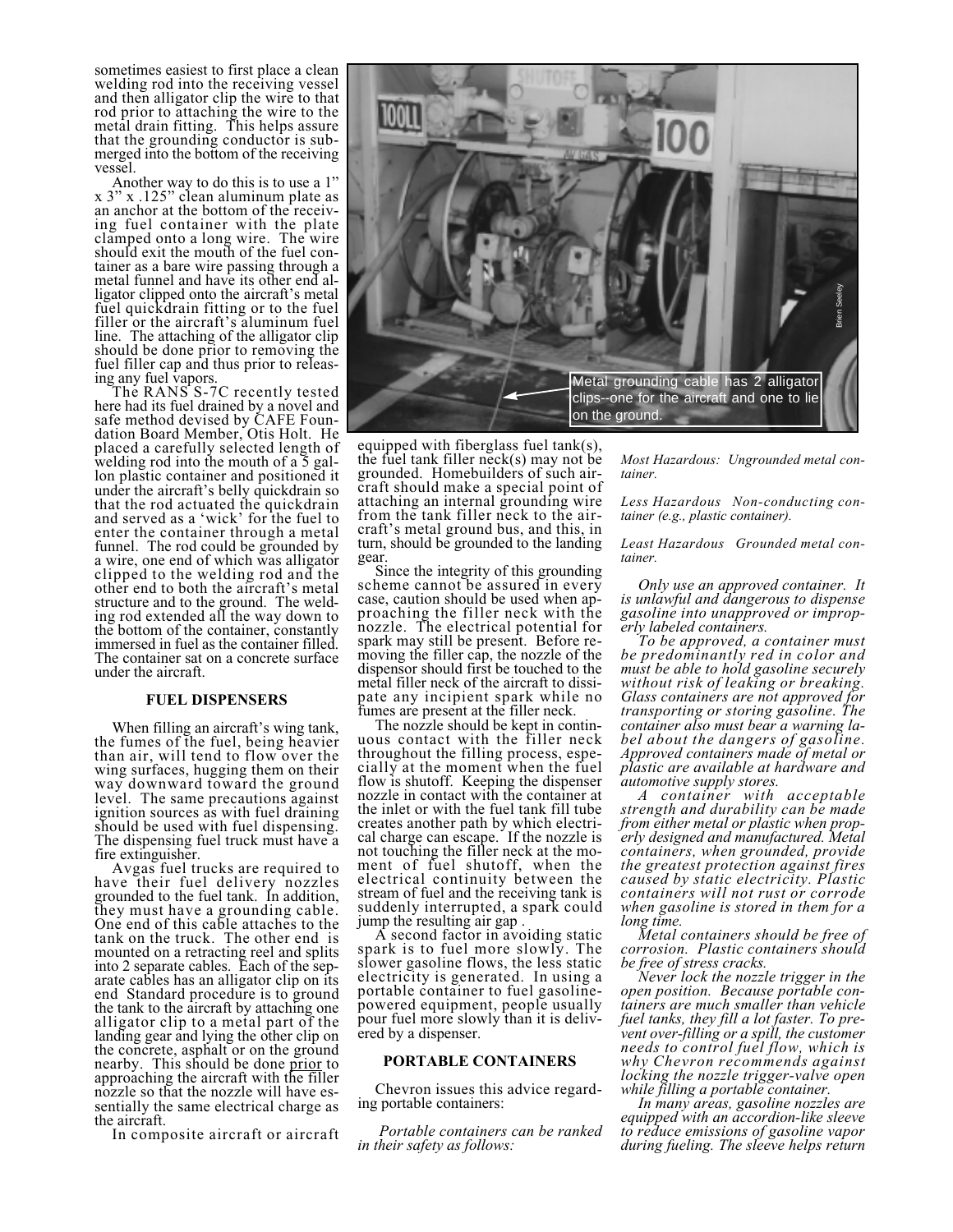sometimes easiest to first place a clean welding rod into the receiving vessel and then alligator clip the wire to that rod prior to attaching the wire to the metal drain fitting. This helps assure that the grounding conductor is submerged into the bottom of the receiving vessel.

Another way to do this is to use a 1" x 3" x .125" clean aluminum plate as an anchor at the bottom of the receiving fuel container with the plate clamped onto a long wire. The wire should exit the mouth of the fuel container as a bare wire passing through a metal funnel and have its other end alligator clipped onto the aircraft's metal fuel quickdrain fitting or to the fuel filler or the aircraft's aluminum fuel line. The attaching of the alligator clip should be done prior to removing the fuel filler cap and thus prior to releasing any fuel vapors.

The RANS S-7C recently tested here had its fuel drained by a novel and safe method devised by CAFE Foundation Board Member, Otis Holt. He placed a carefully selected length of welding rod into the mouth of a 5 gallon plastic container and positioned it under the aircraft's belly quickdrain so that the rod actuated the quickdrain and served as a 'wick' for the fuel to enter the container through a metal funnel. The rod could be grounded by a wire, one end of which was alligator clipped to the welding rod and the other end to both the aircraft's metal structure and to the ground. The welding rod extended all the way down to the bottom of the container, constantly immersed in fuel as the container filled. The container sat on a concrete surface under the aircraft.

### FUEL DISPENSERS

When filling an aircraft's wing tank, the fumes of the fuel, being heavier than air, will tend to flow over the wing surfaces, hugging them on their way downward toward the ground level. The same precautions against ignition sources as with fuel draining should be used with fuel dispensing. The dispensing fuel truck must have a fire extinguisher.

Avgas fuel trucks are required to have their fuel delivery nozzles grounded to the fuel tank. In addition, they must have a grounding cable. One end of this cable attaches to the tank on the truck. The other end is mounted on a retracting reel and splits into 2 separate cables. Each of the separate cables has an alligator clip on its end Standard procedure is to ground the tank to the aircraft by attaching one alligator clip to a metal part of the landing gear and lying the other clip on the concrete, asphalt or on the ground nearby. This should be done prior to approaching the aircraft with the filler nozzle so that the nozzle will have essentially the same electrical charge as the aircraft.

Metal grounding cable has 2 alligator clips--one for the aircraft and one to lie on the ground.

In composite aircraft or aircraft equipped with fiberglass fuel tank(s), the fuel tank filler neck(s) may not be grounded. Homebuilders of such aircraft should make a special point of attaching an internal grounding wire from the tank filler neck to the aircraft's metal ground bus, and this, in turn, should be grounded to the landing gear.

Since the integrity of this grounding scheme cannot be assured in every case, caution should be used when approaching the filler neck with the nozzle. The electrical potential for spark may still be present. Before removing the filler cap, the nozzle of the dispensor should first be touched to the metal filler neck of the aircraft to dissipate any incipient spark while no fumes are present at the filler neck.

The nozzle should be kept in continuous contact with the filler neck throughout the filling process, especially at the moment when the fuel flow is shutoff. Keeping the dispenser nozzle in contact with the container at the inlet or with the fuel tank fill tube creates another path by which electrical charge can escape. If the nozzle is not touching the filler neck at the moment of fuel shutoff, when the electrical continuity between the stream of fuel and the receiving tank is suddenly interrupted, a spark could jump the resulting air gap .

A second factor in avoiding static spark is to fuel more slowly. The slower gasoline flows, the less static electricity is generated. In using a portable container to fuel gasoline-powered equipment, people usually pour fuel more slowly than it is delivered by a dispenser.

### PORTABLE CONTAINERS

Chevron issues this advice regarding portable containers:

*Portable containers can be ranked in their safety as follows:*

*Most Hazardous: Ungrounded metal container.*

*Less Hazardous Non-conducting container (e.g., plastic container).*

*Least Hazardous Grounded metal container.*

*Only use an approved container. It is unlawful and dangerous to dispense gasoline into unapproved or improperly labeled containers.*

*To be approved, a container must be predominantly red in color and must be able to hold gasoline securely without risk of leaking or breaking. Glass containers are not approved for transporting or storing gasoline. The container also must bear a warning label about the dangers of gasoline. Approved containers made of metal or plastic are available at hardware and automotive supply stores.*

*A container with acceptable strength and durability can be made from either metal or plastic when properly designed and manufactured. Metal containers, when grounded, provide the greatest protection against fires caused by static electricity. Plastic containers will not rust or corrode when gasoline is stored in them for a long time.*

*Metal containers should be free of corrosion. Plastic containers should be free of stress cracks.*

*Never lock the nozzle trigger in the open position. Because portable containers are much smaller than vehicle fuel tanks, they fill a lot faster. To prevent over-filling or a spill, the customer needs to control fuel flow, which is why Chevron recommends against locking the nozzle trigger-valve open while filling a portable container.*

*In many areas, gasoline nozzles are equipped with an accordion-like sleeve to reduce emissions of gasoline vapor during fueling. The sleeve helps return*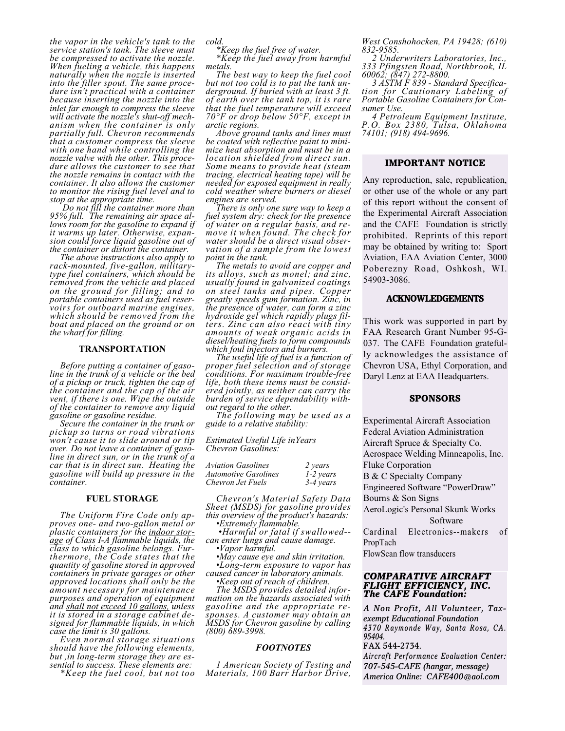*the vapor in the vehicle's tank to the service station's tank. The sleeve must be compressed to activate the nozzle. When fueling a vehicle, this happens naturally when the nozzle is inserted into the filler spout. The same procedure isn't practical with a container because inserting the nozzle into the inlet far enough to compress the sleeve will activate the nozzle's shut-off mechanism when the container is only partially full. Chevron recommends that a customer compress the sleeve with one hand while controlling the nozzle valve with the other. This procedure allows the customer to see that the nozzle remains in contact with the container. It also allows the customer to monitor the rising fuel level and to stop at the appropriate time.*

*Do not fill the container more than 95% full. The remaining air space allows room for the gasoline to expand if it warms up later. Otherwise, expansion could force liquid gasoline out of the container or distort the container.*

*The above instructions also apply to rack-mounted, five-gallon, military-type fuel containers, which should be removed from the vehicle and placed on the ground for filling; and to portable containers used as fuel reservoirs for outboard marine engines, which should be removed from the boat and placed on the ground or on the wharf for filling.*

### TRANSPORTATION

*Before putting a container of gasoline in the trunk of a vehicle or the bed of a pickup or truck, tighten the cap of the container and the cap of the air vent, if there is one. Wipe the outside of the container to remove any liquid gasoline or gasoline residue.*

*Secure the container in the trunk or pickup so turns or road vibrations won't cause it to slide around or tip over. Do not leave a container of gasoline in direct sun, or in the trunk of a car that is in direct sun. Heating the gasoline will build up pressure in the container.*

### FUEL STORAGE

*The Uniform Fire Code only approves one- and two-gallon metal or plastic containers for the <u>indoor storage</u> of Class I-A flammable liquids, the class to which gasoline belongs. Furthermore, the Code states that the quantity of gasoline stored in approved containers in private garages or other approved locations shall only be the amount necessary for maintenance purposes and operation of equipment and <u>shall not exceed 10 gallons,</u> unless it is stored in a storage cabinet designed for flammable liquids, in which case the limit is 30 gallons.*

*Even normal storage situations should have the following elements, but ,in long-term storage they are essential to success. These elements are:*

*\*Keep the fuel cool, but not too cold.*

*\*Keep the fuel free of water.*

*\*Keep the fuel away from harmful metals.*

*The best way to keep the fuel cool but not too cold is to put the tank underground. If buried with at least 3 ft. of earth over the tank top, it is rare that the fuel temperature will exceed 70°F or drop below 50°F, except in arctic regions.*

*Above ground tanks and lines must be coated with reflective paint to minimize heat absorption and must be in a location shielded from direct sun. Some means to provide heat (steam tracing, electrical heating tape) will be needed for exposed equipment in really cold weather where burners or diesel engines are served.*

*There is only one sure way to keep a fuel system dry: check for the presence of water on a regular basis, and remove it when found. The check for water should be a direct visual observation of a sample from the lowest point in the tank.*

*The metals to avoid are copper and its alloys, such as monel; and zinc, usually found in galvanized coatings on steel tanks and pipes. Copper greatly speeds gum formation. Zinc, in the presence of water, can form a zinc hydroxide gel which rapidly plugs filters. Zinc can also react with tiny amounts of weak organic acids in diesel/heating fuels to form compounds which foul injectors and burners.*

*The useful life of fuel is a function of proper fuel selection and of storage conditions. For maximum trouble-free life, both these items must be considered jointly, as neither can carry the burden of service dependability without regard to the other.*

*The following may be used as a guide to a relative stability:*

*Estimated Useful Life inYears Chevron Gasolines:*

| | |
|---|---|
| *Aviation Gasolines* | *2 years* |
| *Automotive Gasolines* | *1-2 years* |
| *Chevron Jet Fuels* | *3-4 years* |

*Chevron's Material Safety Data Sheet (MSDS) for gasoline provides this overview of the product's hazards:*

- *Extremely flammable.*
- *Harmful or fatal if swallowed--can enter lungs and cause damage.*
- *Vapor harmful.*
- *May cause eye and skin irritation.*
- *Long-term exposure to vapor has caused cancer in laboratory animals.*
- *Keep out of reach of children.*

*The MSDS provides detailed information on the hazards associated with gasoline and the appropriate responses. A customer may obtain an MSDS for Chevron gasoline by calling (800) 689-3998.*

### *FOOTNOTES*

*1 American Society of Testing and Materials, 100 Barr Harbor Drive, West Conshohocken, PA 19428; (610) 832-9585.*

*2 Underwriters Laboratories, Inc., 333 Pfingsten Road, Northbrook, IL 60062; (847) 272-8800.*

*3 ASTM F 839 - Standard Specification for Cautionary Labeling of Portable Gasoline Containers for Consumer Use.*

*4 Petroleum Equipment Institute, P.O. Box 2380, Tulsa, Oklahoma 74101; (918) 494-9696.*

### IMPORTANT NOTICE

Any reproduction, sale, republication, or other use of the whole or any part of this report without the consent of the Experimental Aircraft Association and the CAFE Foundation is strictly prohibited. Reprints of this report may be obtained by writing to: Sport Aviation, EAA Aviation Center, 3000 Poberezny Road, Oshkosh, WI. 54903-3086.

### ACKNOWLEDGEMENTS

This work was supported in part by FAA Research Grant Number 95-G-037. The CAFE Foundation gratefully acknowledges the assistance of Chevron USA, Ethyl Corporation, and Daryl Lenz at EAA Headquarters.

### SPONSORS

Experimental Aircraft Association
Federal Aviation Administration
Aircraft Spruce & Specialty Co.
Aerospace Welding Minneapolis, Inc.
Fluke Corporation
B & C Specialty Company
Engineered Software "PowerDraw"
Bourns & Son Signs
AeroLogic's Personal Skunk Works Software
Cardinal Electronics--makers of PropTach
FlowScan flow transducers

### *COMPARATIVE AIRCRAFT FLIGHT EFFICIENCY, INC. The CAFE Foundation:*

*A Non Profit, All Volunteer, Tax-exempt Educational Foundation*
*4370 Raymonde Way, Santa Rosa, CA. 95404.*
**FAX 544-2734.**
*Aircraft Performance Evaluation Center:*
*707-545-CAFE (hangar, message)*
*America Online: CAFE400@aol.com*